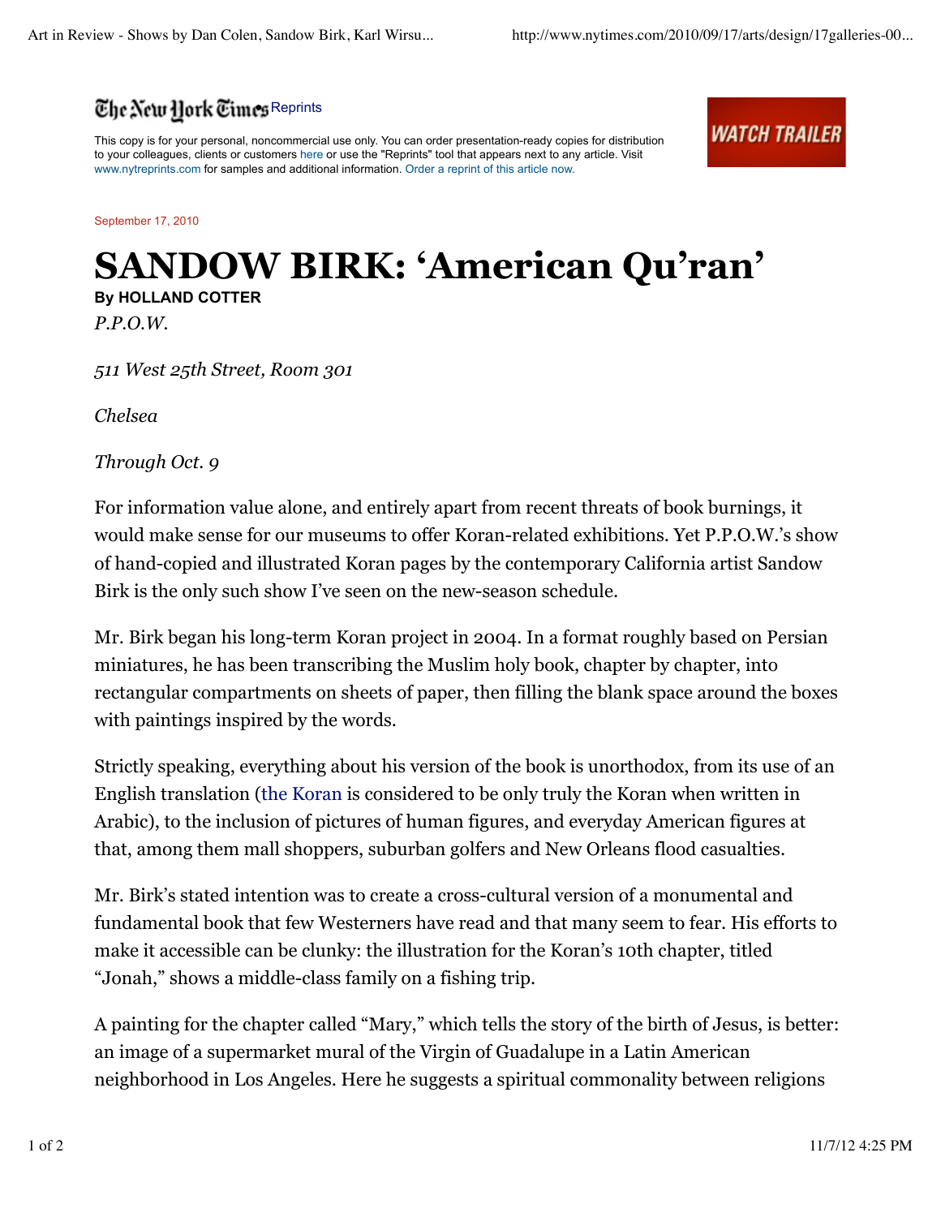The New York Times Reprints

This copy is for your personal, noncommercial use only. You can order presentation-ready copies for distribution to your colleagues, clients or customers here or use the "Reprints" tool that appears next to any article. Visit www.nytreprints.com for samples and additional information. Order a reprint of this article now.

September 17, 2010

# SANDOW BIRK: 'American Qu'ran'

**By HOLLAND COTTER**

*P.P.O.W.*

*511 West 25th Street, Room 301*

*Chelsea*

*Through Oct. 9*

For information value alone, and entirely apart from recent threats of book burnings, it would make sense for our museums to offer Koran-related exhibitions. Yet P.P.O.W.'s show of hand-copied and illustrated Koran pages by the contemporary California artist Sandow Birk is the only such show I've seen on the new-season schedule.

Mr. Birk began his long-term Koran project in 2004. In a format roughly based on Persian miniatures, he has been transcribing the Muslim holy book, chapter by chapter, into rectangular compartments on sheets of paper, then filling the blank space around the boxes with paintings inspired by the words.

Strictly speaking, everything about his version of the book is unorthodox, from its use of an English translation (the Koran is considered to be only truly the Koran when written in Arabic), to the inclusion of pictures of human figures, and everyday American figures at that, among them mall shoppers, suburban golfers and New Orleans flood casualties.

Mr. Birk's stated intention was to create a cross-cultural version of a monumental and fundamental book that few Westerners have read and that many seem to fear. His efforts to make it accessible can be clunky: the illustration for the Koran's 10th chapter, titled "Jonah," shows a middle-class family on a fishing trip.

A painting for the chapter called "Mary," which tells the story of the birth of Jesus, is better: an image of a supermarket mural of the Virgin of Guadalupe in a Latin American neighborhood in Los Angeles. Here he suggests a spiritual commonality between religions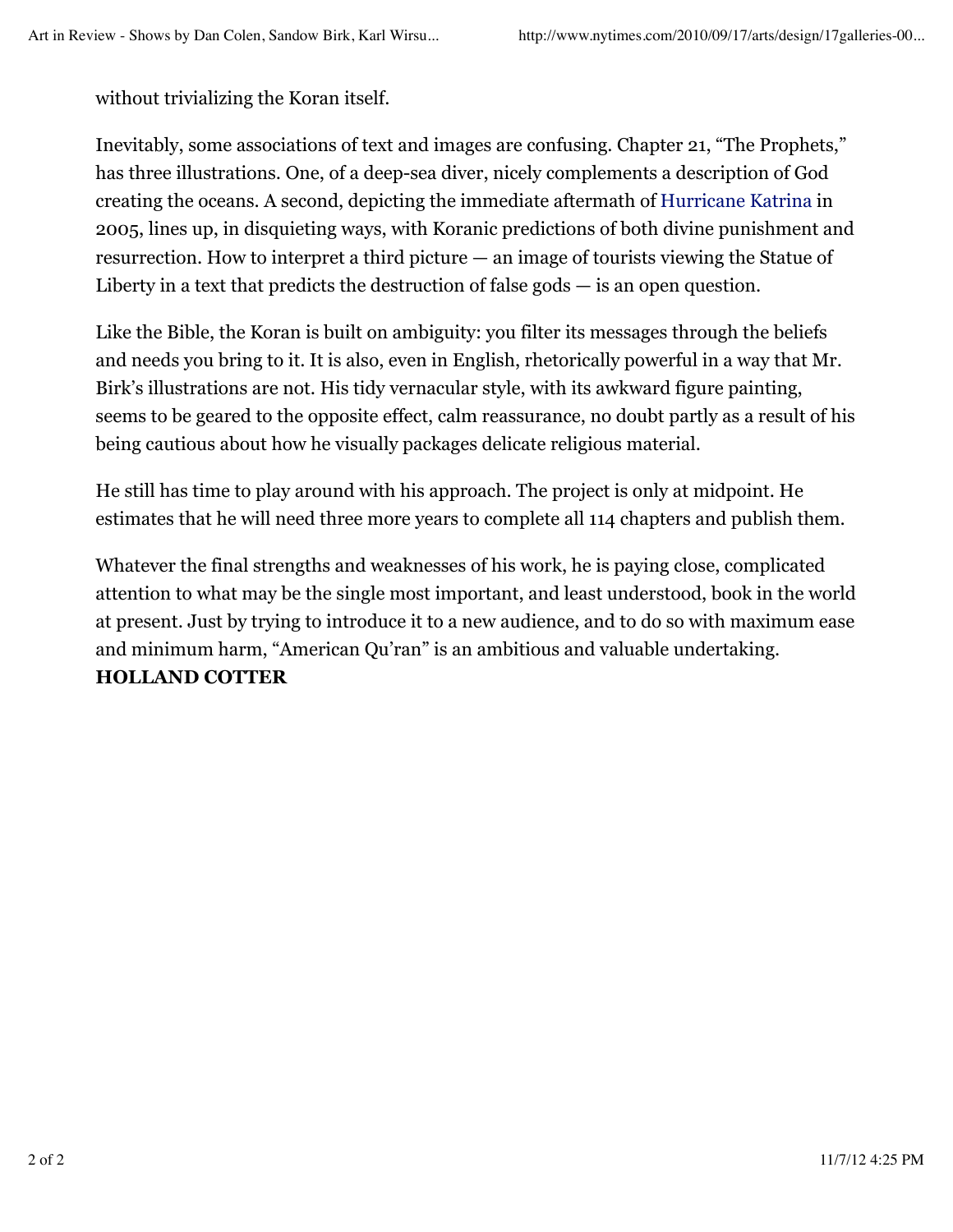without trivializing the Koran itself.

Inevitably, some associations of text and images are confusing. Chapter 21, "The Prophets," has three illustrations. One, of a deep-sea diver, nicely complements a description of God creating the oceans. A second, depicting the immediate aftermath of Hurricane Katrina in 2005, lines up, in disquieting ways, with Koranic predictions of both divine punishment and resurrection. How to interpret a third picture — an image of tourists viewing the Statue of Liberty in a text that predicts the destruction of false gods — is an open question.

Like the Bible, the Koran is built on ambiguity: you filter its messages through the beliefs and needs you bring to it. It is also, even in English, rhetorically powerful in a way that Mr. Birk's illustrations are not. His tidy vernacular style, with its awkward figure painting, seems to be geared to the opposite effect, calm reassurance, no doubt partly as a result of his being cautious about how he visually packages delicate religious material.

He still has time to play around with his approach. The project is only at midpoint. He estimates that he will need three more years to complete all 114 chapters and publish them.

Whatever the final strengths and weaknesses of his work, he is paying close, complicated attention to what may be the single most important, and least understood, book in the world at present. Just by trying to introduce it to a new audience, and to do so with maximum ease and minimum harm, "American Qu'ran" is an ambitious and valuable undertaking.
**HOLLAND COTTER**